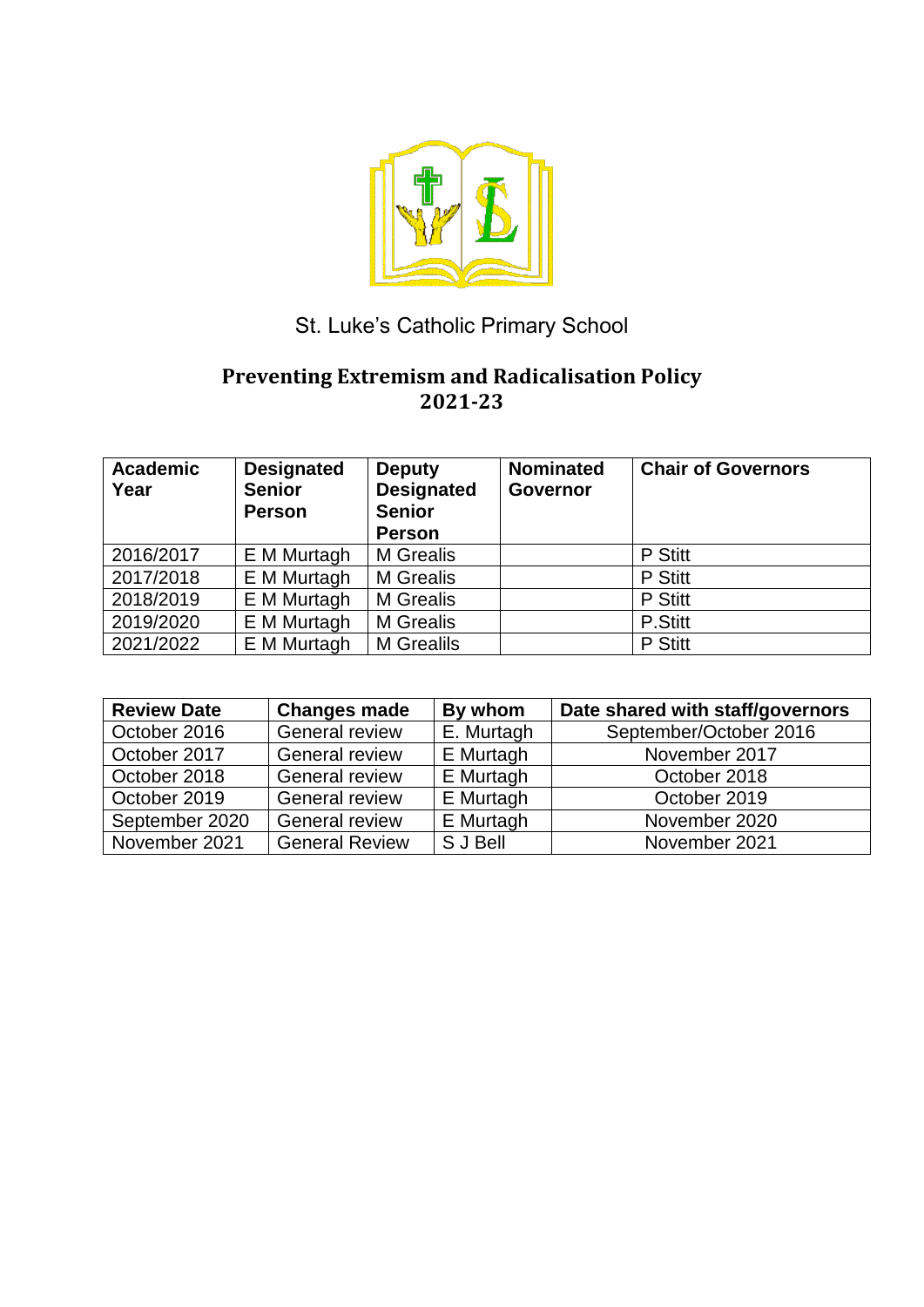St. Luke's Catholic Primary School

# Preventing Extremism and Radicalisation Policy 2021-23

| Academic Year | Designated Senior Person | Deputy Designated Senior Person | Nominated Governor | Chair of Governors |
|---|---|---|---|---|
| 2016/2017 | E M Murtagh | M Grealis | | P Stitt |
| 2017/2018 | E M Murtagh | M Grealis | | P Stitt |
| 2018/2019 | E M Murtagh | M Grealis | | P Stitt |
| 2019/2020 | E M Murtagh | M Grealis | | P.Stitt |
| 2021/2022 | E M Murtagh | M Grealils | | P Stitt |

| Review Date | Changes made | By whom | Date shared with staff/governors |
|---|---|---|---|
| October 2016 | General review | E. Murtagh | September/October 2016 |
| October 2017 | General review | E Murtagh | November 2017 |
| October 2018 | General review | E Murtagh | October 2018 |
| October 2019 | General review | E Murtagh | October 2019 |
| September 2020 | General review | E Murtagh | November 2020 |
| November 2021 | General Review | S J Bell | November 2021 |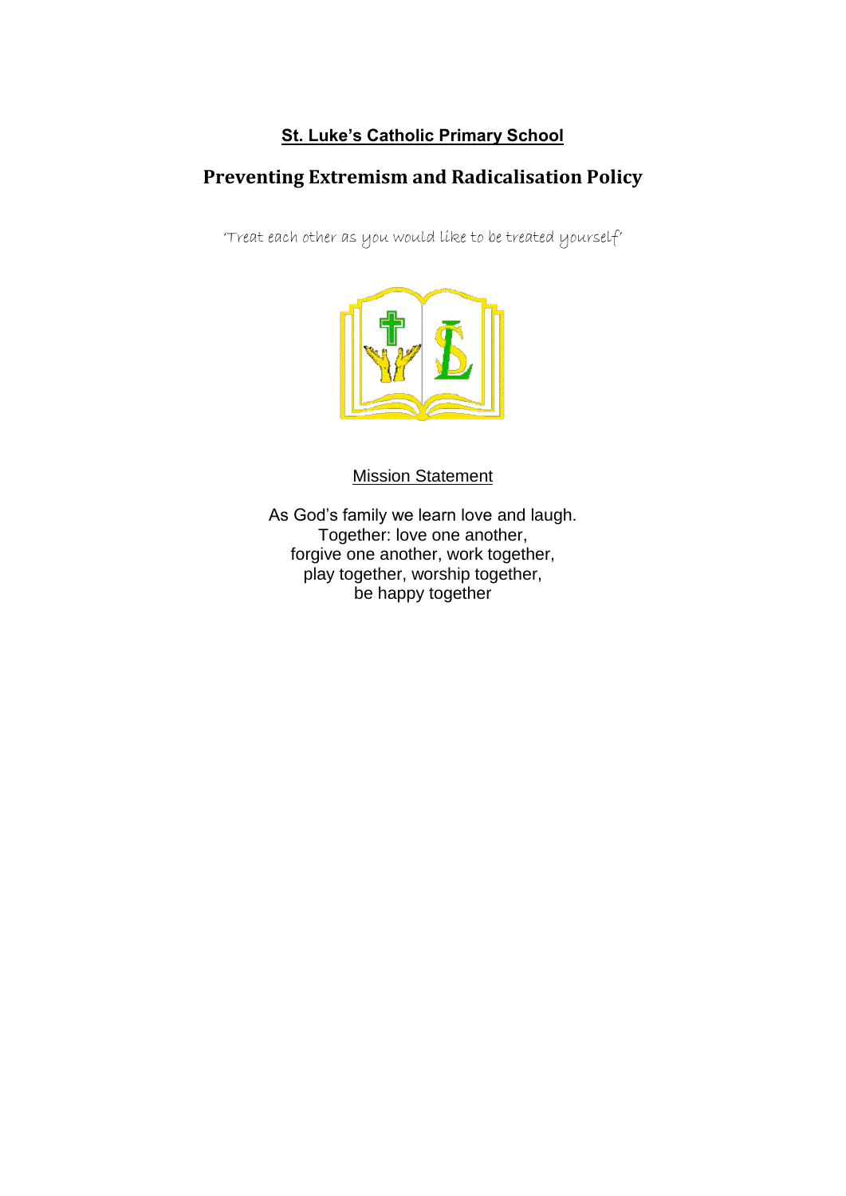**St. Luke's Catholic Primary School**

## Preventing Extremism and Radicalisation Policy

'Treat each other as you would like to be treated yourself'

Mission Statement

As God's family we learn love and laugh.
Together: love one another,
forgive one another, work together,
play together, worship together,
be happy together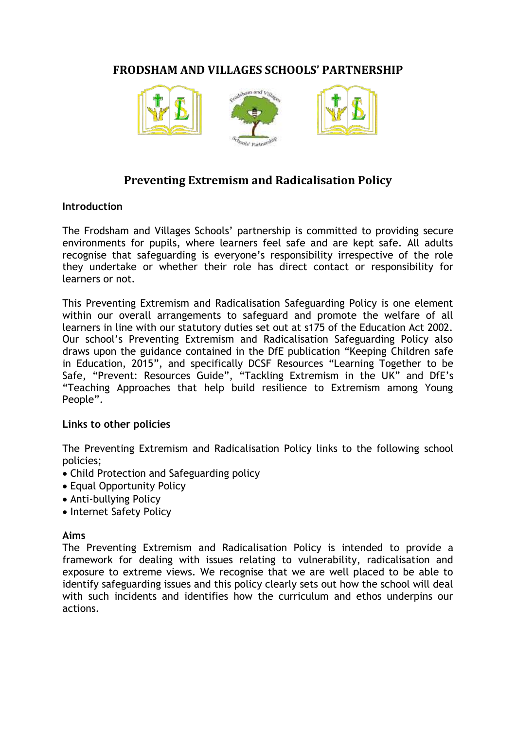# FRODSHAM AND VILLAGES SCHOOLS' PARTNERSHIP

## Preventing Extremism and Radicalisation Policy

**Introduction**

The Frodsham and Villages Schools' partnership is committed to providing secure environments for pupils, where learners feel safe and are kept safe. All adults recognise that safeguarding is everyone's responsibility irrespective of the role they undertake or whether their role has direct contact or responsibility for learners or not.

This Preventing Extremism and Radicalisation Safeguarding Policy is one element within our overall arrangements to safeguard and promote the welfare of all learners in line with our statutory duties set out at s175 of the Education Act 2002. Our school's Preventing Extremism and Radicalisation Safeguarding Policy also draws upon the guidance contained in the DfE publication "Keeping Children safe in Education, 2015", and specifically DCSF Resources "Learning Together to be Safe, "Prevent: Resources Guide", "Tackling Extremism in the UK" and DfE's "Teaching Approaches that help build resilience to Extremism among Young People".

**Links to other policies**

The Preventing Extremism and Radicalisation Policy links to the following school policies;

- Child Protection and Safeguarding policy
- Equal Opportunity Policy
- Anti-bullying Policy
- Internet Safety Policy

**Aims**

The Preventing Extremism and Radicalisation Policy is intended to provide a framework for dealing with issues relating to vulnerability, radicalisation and exposure to extreme views. We recognise that we are well placed to be able to identify safeguarding issues and this policy clearly sets out how the school will deal with such incidents and identifies how the curriculum and ethos underpins our actions.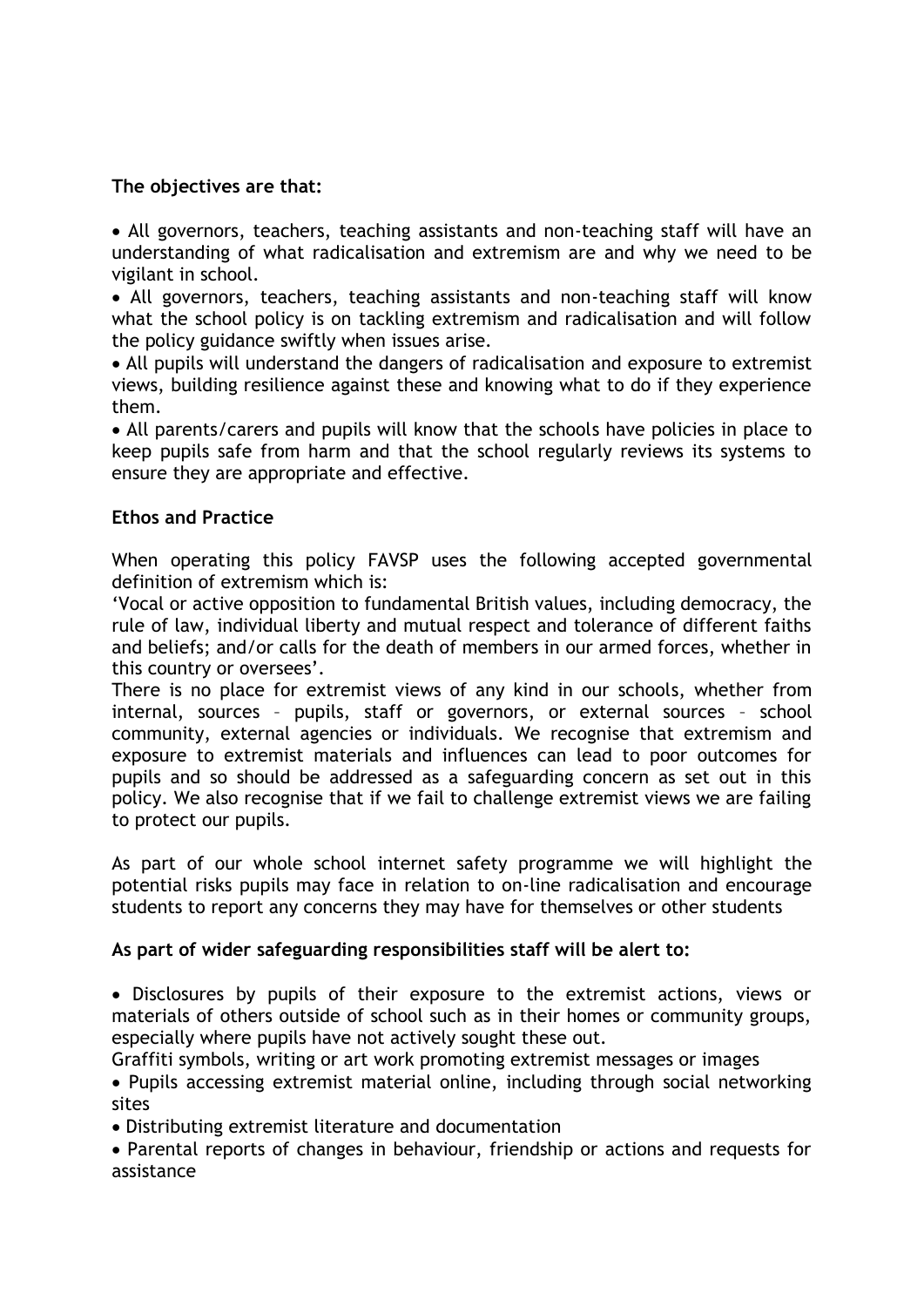**The objectives are that:**

- All governors, teachers, teaching assistants and non-teaching staff will have an understanding of what radicalisation and extremism are and why we need to be vigilant in school.
- All governors, teachers, teaching assistants and non-teaching staff will know what the school policy is on tackling extremism and radicalisation and will follow the policy guidance swiftly when issues arise.
- All pupils will understand the dangers of radicalisation and exposure to extremist views, building resilience against these and knowing what to do if they experience them.
- All parents/carers and pupils will know that the schools have policies in place to keep pupils safe from harm and that the school regularly reviews its systems to ensure they are appropriate and effective.

**Ethos and Practice**

When operating this policy FAVSP uses the following accepted governmental definition of extremism which is:
'Vocal or active opposition to fundamental British values, including democracy, the rule of law, individual liberty and mutual respect and tolerance of different faiths and beliefs; and/or calls for the death of members in our armed forces, whether in this country or oversees'.
There is no place for extremist views of any kind in our schools, whether from internal, sources – pupils, staff or governors, or external sources – school community, external agencies or individuals. We recognise that extremism and exposure to extremist materials and influences can lead to poor outcomes for pupils and so should be addressed as a safeguarding concern as set out in this policy. We also recognise that if we fail to challenge extremist views we are failing to protect our pupils.

As part of our whole school internet safety programme we will highlight the potential risks pupils may face in relation to on-line radicalisation and encourage students to report any concerns they may have for themselves or other students

**As part of wider safeguarding responsibilities staff will be alert to:**

- Disclosures by pupils of their exposure to the extremist actions, views or materials of others outside of school such as in their homes or community groups, especially where pupils have not actively sought these out.

Graffiti symbols, writing or art work promoting extremist messages or images

- Pupils accessing extremist material online, including through social networking sites
- Distributing extremist literature and documentation
- Parental reports of changes in behaviour, friendship or actions and requests for assistance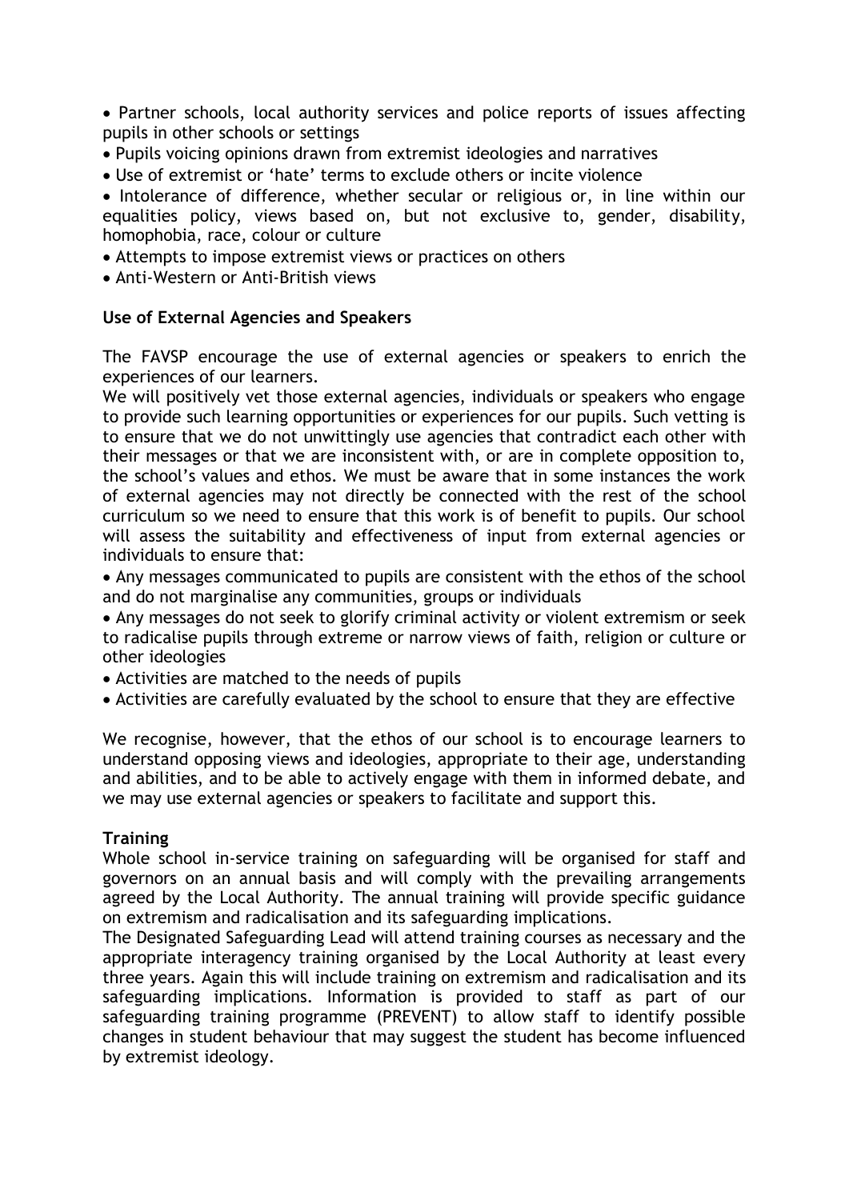- Partner schools, local authority services and police reports of issues affecting pupils in other schools or settings
- Pupils voicing opinions drawn from extremist ideologies and narratives
- Use of extremist or 'hate' terms to exclude others or incite violence
- Intolerance of difference, whether secular or religious or, in line within our equalities policy, views based on, but not exclusive to, gender, disability, homophobia, race, colour or culture
- Attempts to impose extremist views or practices on others
- Anti-Western or Anti-British views

**Use of External Agencies and Speakers**

The FAVSP encourage the use of external agencies or speakers to enrich the experiences of our learners.
We will positively vet those external agencies, individuals or speakers who engage to provide such learning opportunities or experiences for our pupils. Such vetting is to ensure that we do not unwittingly use agencies that contradict each other with their messages or that we are inconsistent with, or are in complete opposition to, the school's values and ethos. We must be aware that in some instances the work of external agencies may not directly be connected with the rest of the school curriculum so we need to ensure that this work is of benefit to pupils. Our school will assess the suitability and effectiveness of input from external agencies or individuals to ensure that:

- Any messages communicated to pupils are consistent with the ethos of the school and do not marginalise any communities, groups or individuals
- Any messages do not seek to glorify criminal activity or violent extremism or seek to radicalise pupils through extreme or narrow views of faith, religion or culture or other ideologies
- Activities are matched to the needs of pupils
- Activities are carefully evaluated by the school to ensure that they are effective

We recognise, however, that the ethos of our school is to encourage learners to understand opposing views and ideologies, appropriate to their age, understanding and abilities, and to be able to actively engage with them in informed debate, and we may use external agencies or speakers to facilitate and support this.

**Training**

Whole school in-service training on safeguarding will be organised for staff and governors on an annual basis and will comply with the prevailing arrangements agreed by the Local Authority. The annual training will provide specific guidance on extremism and radicalisation and its safeguarding implications.
The Designated Safeguarding Lead will attend training courses as necessary and the appropriate interagency training organised by the Local Authority at least every three years. Again this will include training on extremism and radicalisation and its safeguarding implications. Information is provided to staff as part of our safeguarding training programme (PREVENT) to allow staff to identify possible changes in student behaviour that may suggest the student has become influenced by extremist ideology.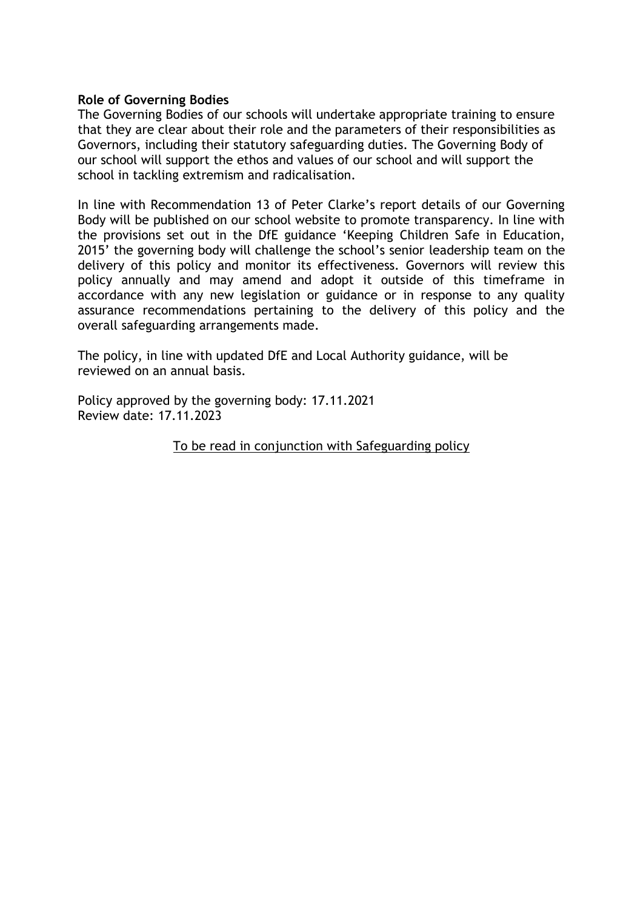**Role of Governing Bodies**
The Governing Bodies of our schools will undertake appropriate training to ensure that they are clear about their role and the parameters of their responsibilities as Governors, including their statutory safeguarding duties. The Governing Body of our school will support the ethos and values of our school and will support the school in tackling extremism and radicalisation.

In line with Recommendation 13 of Peter Clarke's report details of our Governing Body will be published on our school website to promote transparency. In line with the provisions set out in the DfE guidance 'Keeping Children Safe in Education, 2015' the governing body will challenge the school's senior leadership team on the delivery of this policy and monitor its effectiveness. Governors will review this policy annually and may amend and adopt it outside of this timeframe in accordance with any new legislation or guidance or in response to any quality assurance recommendations pertaining to the delivery of this policy and the overall safeguarding arrangements made.

The policy, in line with updated DfE and Local Authority guidance, will be reviewed on an annual basis.

Policy approved by the governing body: 17.11.2021
Review date: 17.11.2023

<u>To be read in conjunction with Safeguarding policy</u>